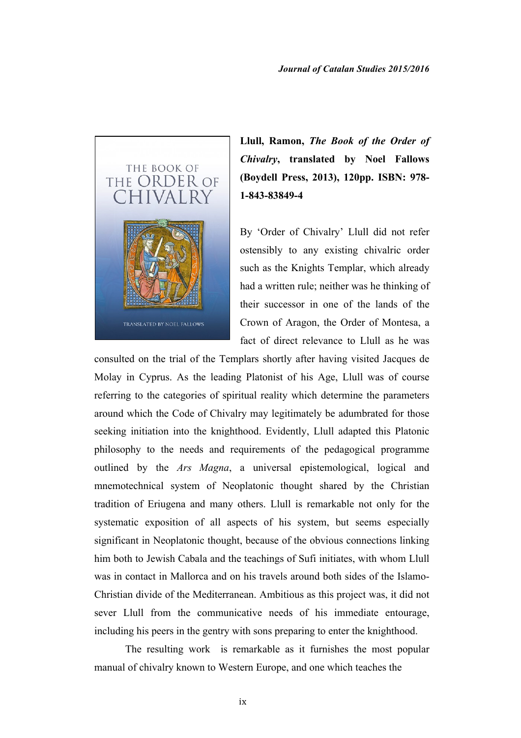**Llull, Ramon, *The Book of the Order of Chivalry*, translated by Noel Fallows (Boydell Press, 2013), 120pp. ISBN: 978-1-843-83849-4**

By 'Order of Chivalry' Llull did not refer ostensibly to any existing chivalric order such as the Knights Templar, which already had a written rule; neither was he thinking of their successor in one of the lands of the Crown of Aragon, the Order of Montesa, a fact of direct relevance to Llull as he was consulted on the trial of the Templars shortly after having visited Jacques de Molay in Cyprus. As the leading Platonist of his Age, Llull was of course referring to the categories of spiritual reality which determine the parameters around which the Code of Chivalry may legitimately be adumbrated for those seeking initiation into the knighthood. Evidently, Llull adapted this Platonic philosophy to the needs and requirements of the pedagogical programme outlined by the *Ars Magna*, a universal epistemological, logical and mnemotechnical system of Neoplatonic thought shared by the Christian tradition of Eriugena and many others. Llull is remarkable not only for the systematic exposition of all aspects of his system, but seems especially significant in Neoplatonic thought, because of the obvious connections linking him both to Jewish Cabala and the teachings of Sufi initiates, with whom Llull was in contact in Mallorca and on his travels around both sides of the Islamo-Christian divide of the Mediterranean. Ambitious as this project was, it did not sever Llull from the communicative needs of his immediate entourage, including his peers in the gentry with sons preparing to enter the knighthood.

The resulting work is remarkable as it furnishes the most popular manual of chivalry known to Western Europe, and one which teaches the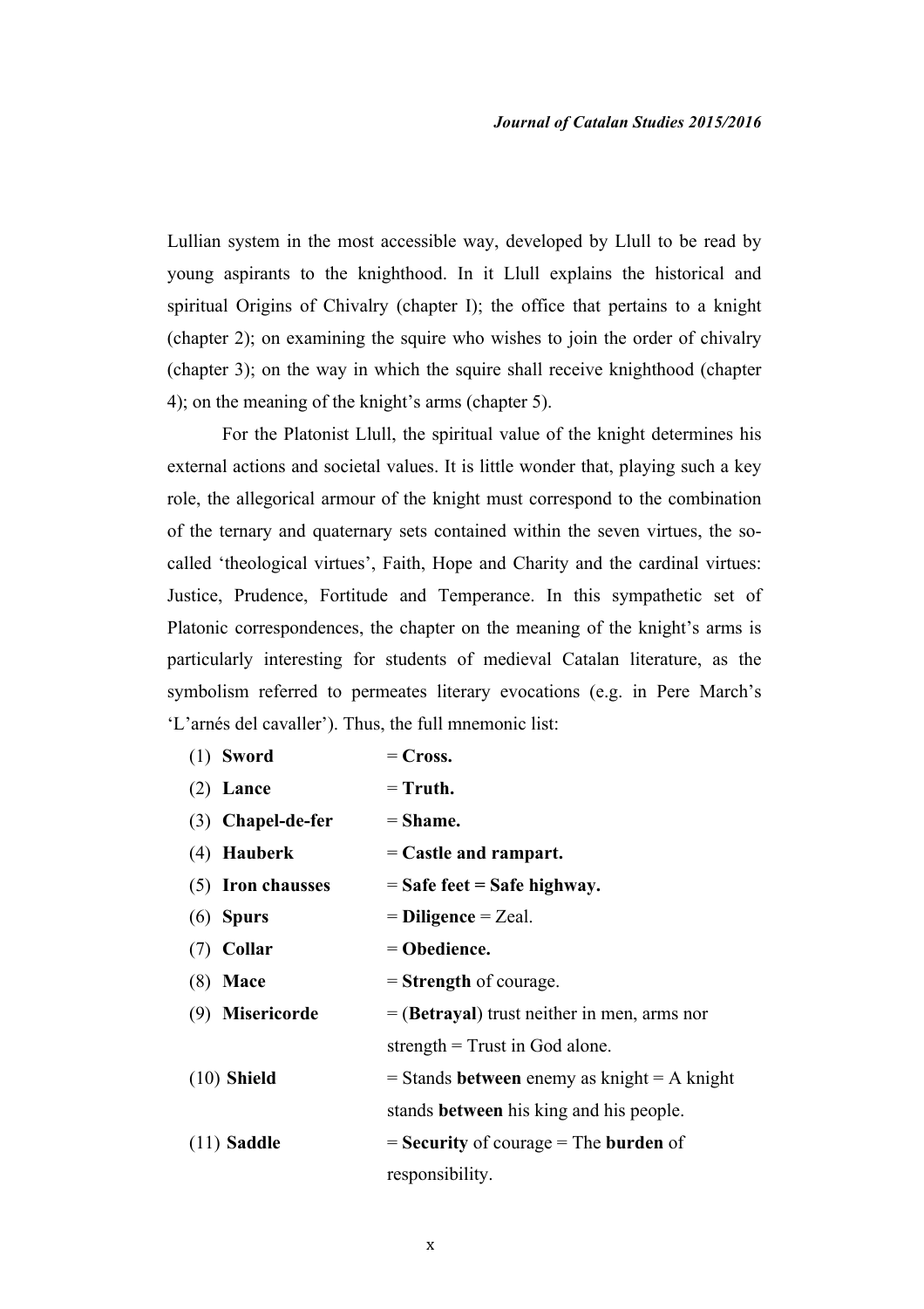Lullian system in the most accessible way, developed by Llull to be read by young aspirants to the knighthood. In it Llull explains the historical and spiritual Origins of Chivalry (chapter I); the office that pertains to a knight (chapter 2); on examining the squire who wishes to join the order of chivalry (chapter 3); on the way in which the squire shall receive knighthood (chapter 4); on the meaning of the knight's arms (chapter 5).

For the Platonist Llull, the spiritual value of the knight determines his external actions and societal values. It is little wonder that, playing such a key role, the allegorical armour of the knight must correspond to the combination of the ternary and quaternary sets contained within the seven virtues, the so-called 'theological virtues', Faith, Hope and Charity and the cardinal virtues: Justice, Prudence, Fortitude and Temperance. In this sympathetic set of Platonic correspondences, the chapter on the meaning of the knight's arms is particularly interesting for students of medieval Catalan literature, as the symbolism referred to permeates literary evocations (e.g. in Pere March's 'L'arnés del cavaller'). Thus, the full mnemonic list:

| | |
|---|---|
| (1) **Sword** | = **Cross.** |
| (2) **Lance** | = **Truth.** |
| (3) **Chapel-de-fer** | = **Shame.** |
| (4) **Hauberk** | = **Castle and rampart.** |
| (5) **Iron chausses** | = **Safe feet = Safe highway.** |
| (6) **Spurs** | = **Diligence** = Zeal. |
| (7) **Collar** | = **Obedience.** |
| (8) **Mace** | = **Strength** of courage. |
| (9) **Misericorde** | = (**Betrayal**) trust neither in men, arms nor strength = Trust in God alone. |
| (10) **Shield** | = Stands **between** enemy as knight = A knight stands **between** his king and his people. |
| (11) **Saddle** | = **Security** of courage = The **burden** of responsibility. |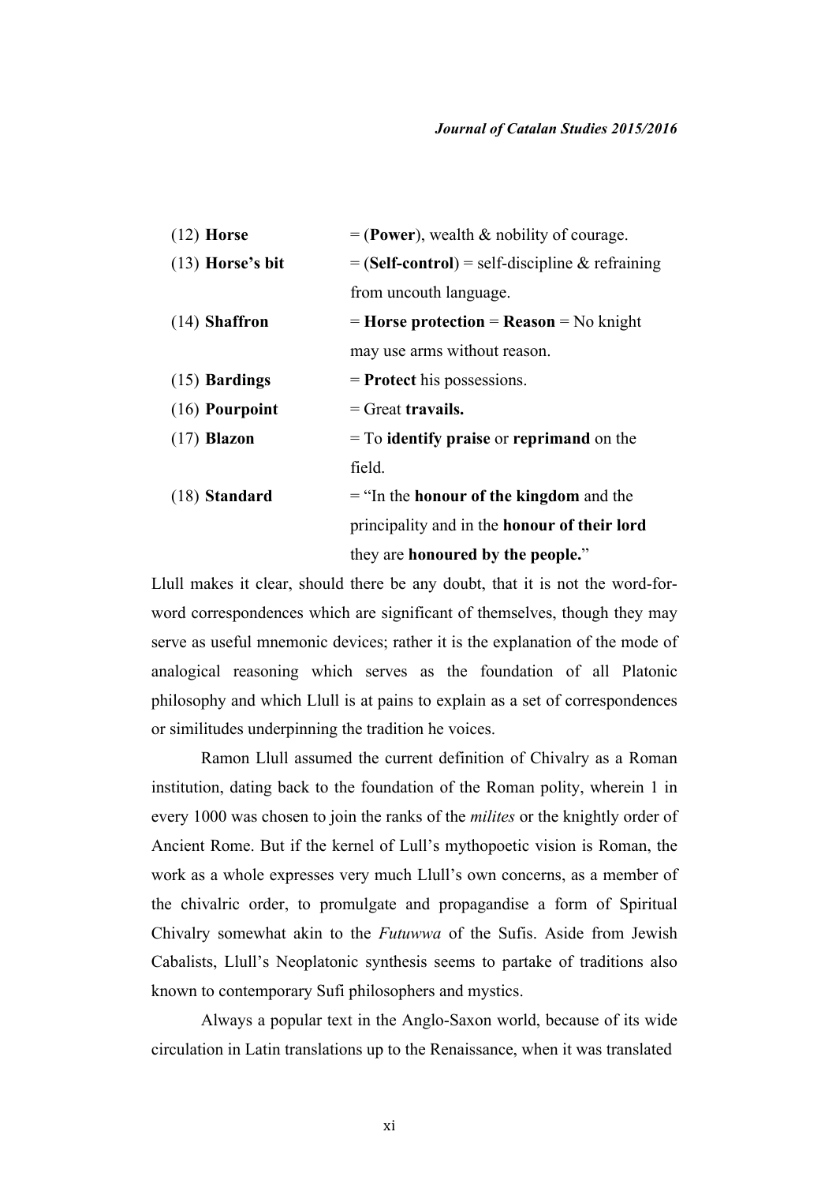| | |
|---|---|
| (12) **Horse** | = (**Power**), wealth & nobility of courage. |
| (13) **Horse's bit** | = (**Self-control**) = self-discipline & refraining from uncouth language. |
| (14) **Shaffron** | = **Horse protection** = **Reason** = No knight may use arms without reason. |
| (15) **Bardings** | = **Protect** his possessions. |
| (16) **Pourpoint** | = Great **travails.** |
| (17) **Blazon** | = To **identify praise** or **reprimand** on the field. |
| (18) **Standard** | = "In the **honour of the kingdom** and the principality and in the **honour of their lord** they are **honoured by the people.**" |

Llull makes it clear, should there be any doubt, that it is not the word-for-word correspondences which are significant of themselves, though they may serve as useful mnemonic devices; rather it is the explanation of the mode of analogical reasoning which serves as the foundation of all Platonic philosophy and which Llull is at pains to explain as a set of correspondences or similitudes underpinning the tradition he voices.

Ramon Llull assumed the current definition of Chivalry as a Roman institution, dating back to the foundation of the Roman polity, wherein 1 in every 1000 was chosen to join the ranks of the *milites* or the knightly order of Ancient Rome. But if the kernel of Lull's mythopoetic vision is Roman, the work as a whole expresses very much Llull's own concerns, as a member of the chivalric order, to promulgate and propagandise a form of Spiritual Chivalry somewhat akin to the *Futuwwa* of the Sufis. Aside from Jewish Cabalists, Llull's Neoplatonic synthesis seems to partake of traditions also known to contemporary Sufi philosophers and mystics.

Always a popular text in the Anglo-Saxon world, because of its wide circulation in Latin translations up to the Renaissance, when it was translated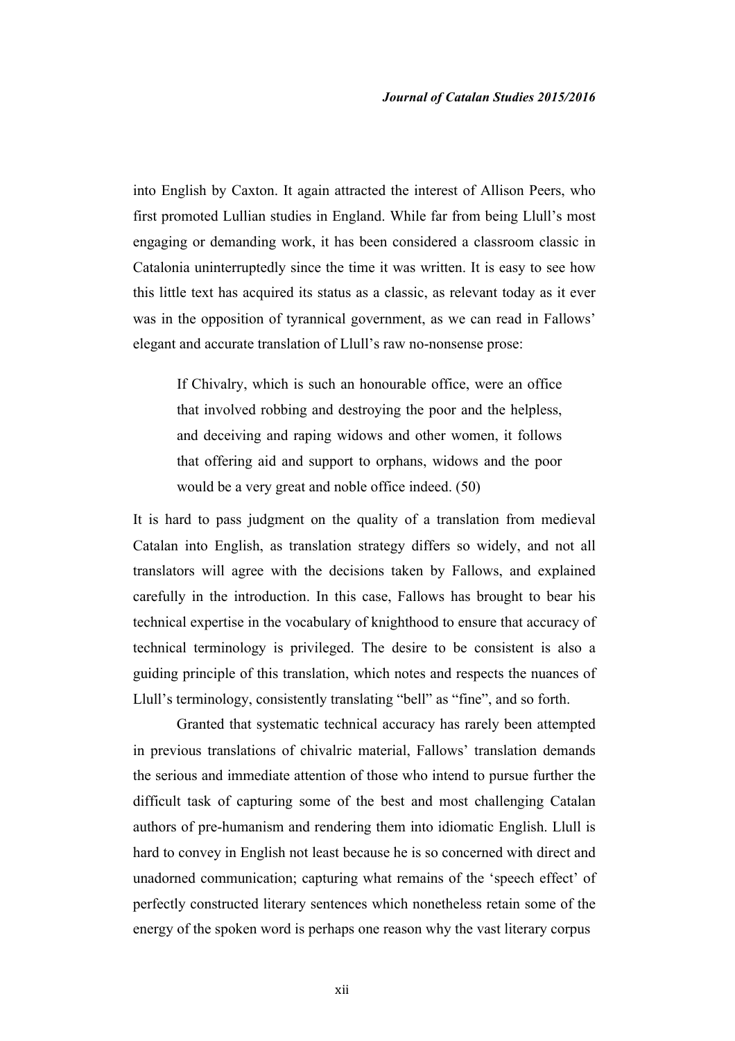into English by Caxton. It again attracted the interest of Allison Peers, who first promoted Lullian studies in England. While far from being Llull's most engaging or demanding work, it has been considered a classroom classic in Catalonia uninterruptedly since the time it was written. It is easy to see how this little text has acquired its status as a classic, as relevant today as it ever was in the opposition of tyrannical government, as we can read in Fallows' elegant and accurate translation of Llull's raw no-nonsense prose:

> If Chivalry, which is such an honourable office, were an office that involved robbing and destroying the poor and the helpless, and deceiving and raping widows and other women, it follows that offering aid and support to orphans, widows and the poor would be a very great and noble office indeed. (50)

It is hard to pass judgment on the quality of a translation from medieval Catalan into English, as translation strategy differs so widely, and not all translators will agree with the decisions taken by Fallows, and explained carefully in the introduction. In this case, Fallows has brought to bear his technical expertise in the vocabulary of knighthood to ensure that accuracy of technical terminology is privileged. The desire to be consistent is also a guiding principle of this translation, which notes and respects the nuances of Llull's terminology, consistently translating "bell" as "fine", and so forth.

Granted that systematic technical accuracy has rarely been attempted in previous translations of chivalric material, Fallows' translation demands the serious and immediate attention of those who intend to pursue further the difficult task of capturing some of the best and most challenging Catalan authors of pre-humanism and rendering them into idiomatic English. Llull is hard to convey in English not least because he is so concerned with direct and unadorned communication; capturing what remains of the 'speech effect' of perfectly constructed literary sentences which nonetheless retain some of the energy of the spoken word is perhaps one reason why the vast literary corpus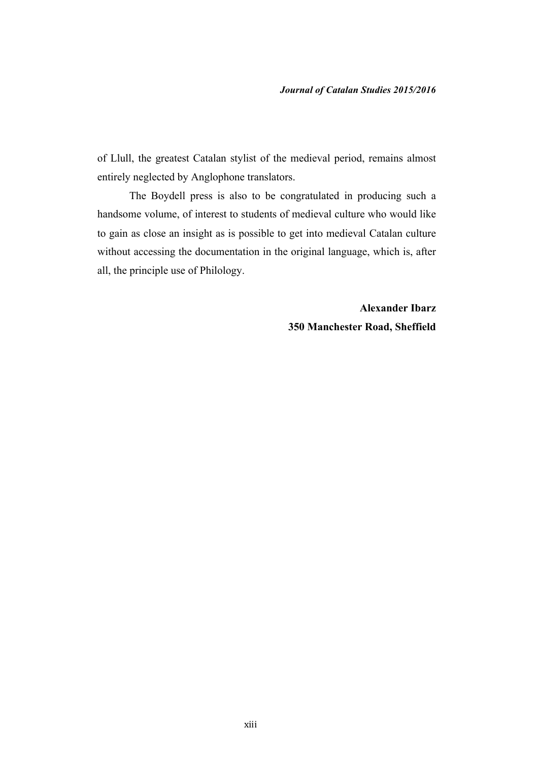of Llull, the greatest Catalan stylist of the medieval period, remains almost entirely neglected by Anglophone translators.

The Boydell press is also to be congratulated in producing such a handsome volume, of interest to students of medieval culture who would like to gain as close an insight as is possible to get into medieval Catalan culture without accessing the documentation in the original language, which is, after all, the principle use of Philology.

**Alexander Ibarz**
**350 Manchester Road, Sheffield**